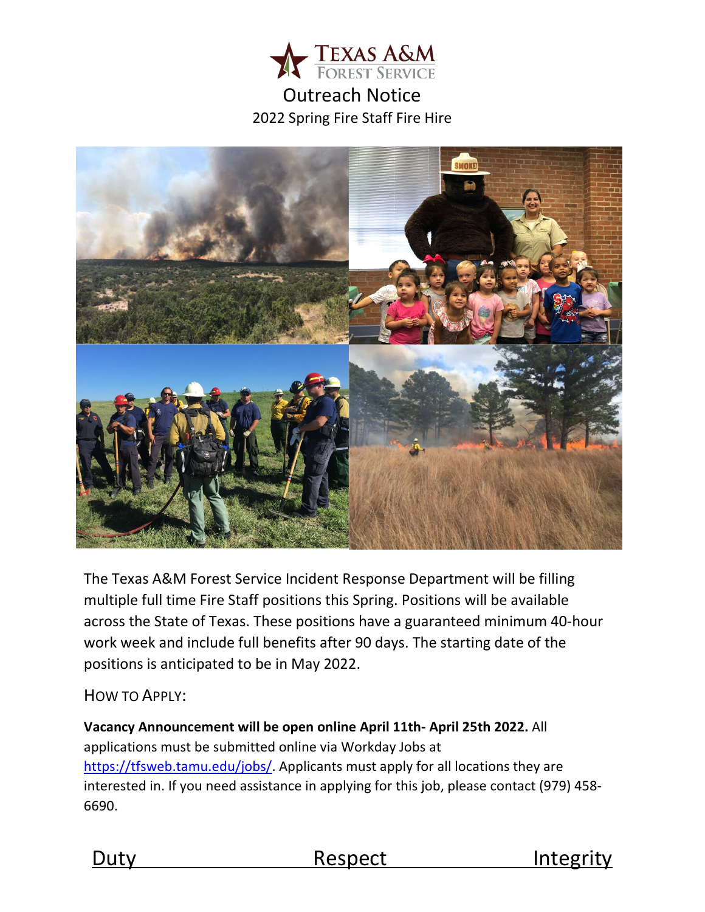# Outreach Notice

## 2022 Spring Fire Staff Fire Hire

The Texas A&M Forest Service Incident Response Department will be filling multiple full time Fire Staff positions this Spring. Positions will be available across the State of Texas. These positions have a guaranteed minimum 40-hour work week and include full benefits after 90 days. The starting date of the positions is anticipated to be in May 2022.

### How to Apply:

**Vacancy Announcement will be open online April 11th- April 25th 2022.** All applications must be submitted online via Workday Jobs at https://tfsweb.tamu.edu/jobs/. Applicants must apply for all locations they are interested in. If you need assistance in applying for this job, please contact (979) 458-6690.

Duty Respect Integrity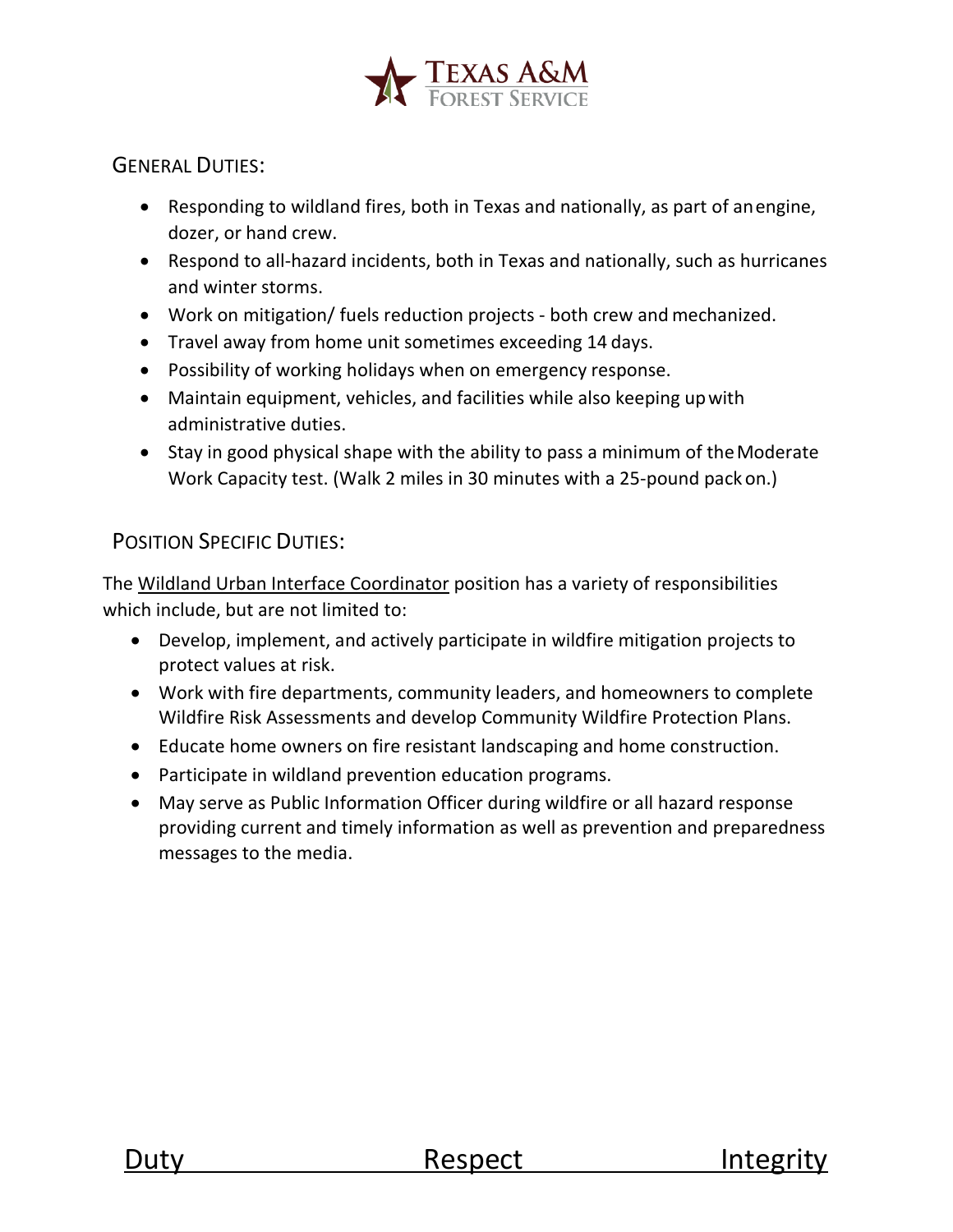## General Duties:

- Responding to wildland fires, both in Texas and nationally, as part of an engine, dozer, or hand crew.
- Respond to all-hazard incidents, both in Texas and nationally, such as hurricanes and winter storms.
- Work on mitigation/ fuels reduction projects - both crew and mechanized.
- Travel away from home unit sometimes exceeding 14 days.
- Possibility of working holidays when on emergency response.
- Maintain equipment, vehicles, and facilities while also keeping up with administrative duties.
- Stay in good physical shape with the ability to pass a minimum of the Moderate Work Capacity test. (Walk 2 miles in 30 minutes with a 25-pound pack on.)

## Position Specific Duties:

The Wildland Urban Interface Coordinator position has a variety of responsibilities which include, but are not limited to:

- Develop, implement, and actively participate in wildfire mitigation projects to protect values at risk.
- Work with fire departments, community leaders, and homeowners to complete Wildfire Risk Assessments and develop Community Wildfire Protection Plans.
- Educate home owners on fire resistant landscaping and home construction.
- Participate in wildland prevention education programs.
- May serve as Public Information Officer during wildfire or all hazard response providing current and timely information as well as prevention and preparedness messages to the media.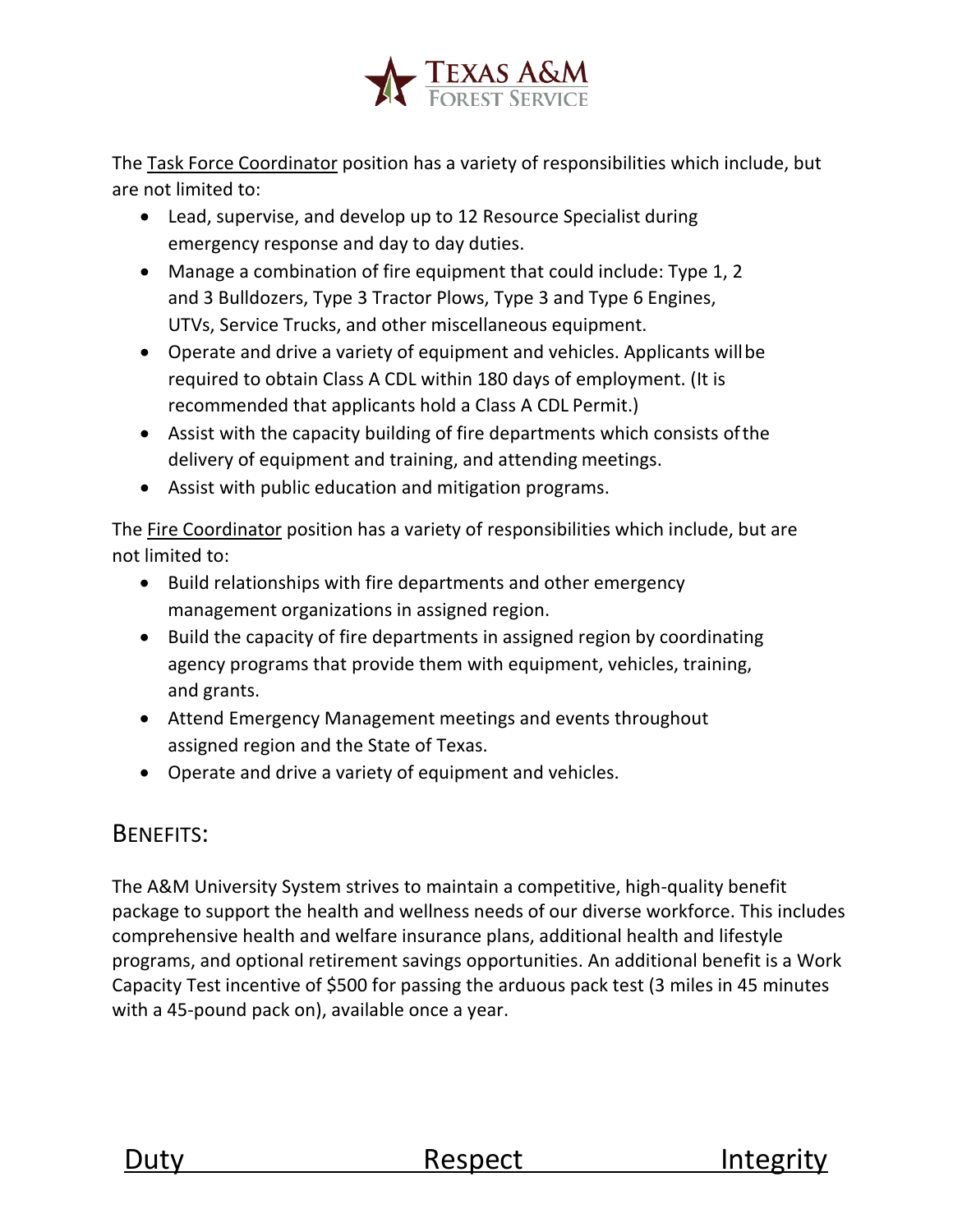The <u>Task Force Coordinator</u> position has a variety of responsibilities which include, but are not limited to:

- Lead, supervise, and develop up to 12 Resource Specialist during emergency response and day to day duties.
- Manage a combination of fire equipment that could include: Type 1, 2 and 3 Bulldozers, Type 3 Tractor Plows, Type 3 and Type 6 Engines, UTVs, Service Trucks, and other miscellaneous equipment.
- Operate and drive a variety of equipment and vehicles. Applicants will be required to obtain Class A CDL within 180 days of employment. (It is recommended that applicants hold a Class A CDL Permit.)
- Assist with the capacity building of fire departments which consists of the delivery of equipment and training, and attending meetings.
- Assist with public education and mitigation programs.

The <u>Fire Coordinator</u> position has a variety of responsibilities which include, but are not limited to:

- Build relationships with fire departments and other emergency management organizations in assigned region.
- Build the capacity of fire departments in assigned region by coordinating agency programs that provide them with equipment, vehicles, training, and grants.
- Attend Emergency Management meetings and events throughout assigned region and the State of Texas.
- Operate and drive a variety of equipment and vehicles.

## BENEFITS:

The A&M University System strives to maintain a competitive, high-quality benefit package to support the health and wellness needs of our diverse workforce. This includes comprehensive health and welfare insurance plans, additional health and lifestyle programs, and optional retirement savings opportunities. An additional benefit is a Work Capacity Test incentive of $500 for passing the arduous pack test (3 miles in 45 minutes with a 45-pound pack on), available once a year.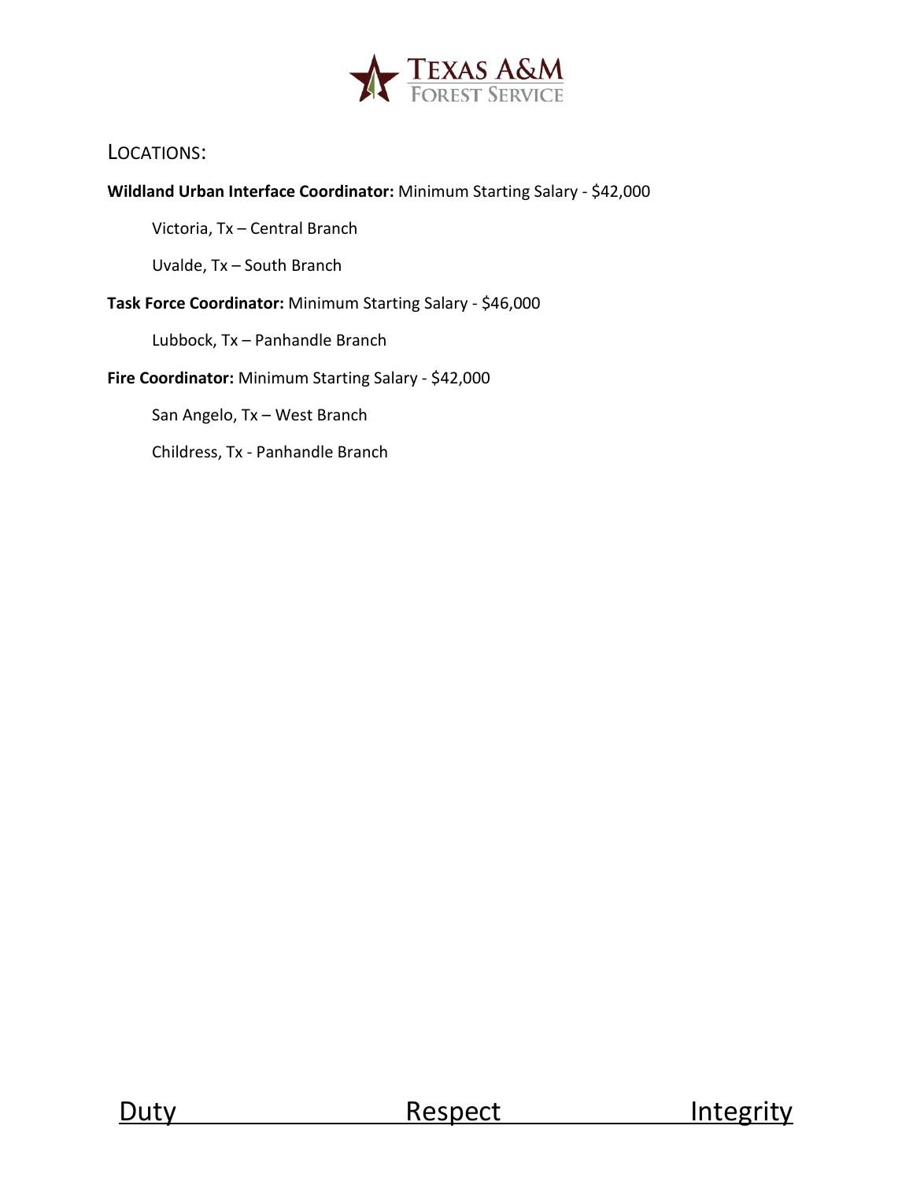## LOCATIONS:

**Wildland Urban Interface Coordinator:** Minimum Starting Salary - $42,000

Victoria, Tx – Central Branch

Uvalde, Tx – South Branch

**Task Force Coordinator:** Minimum Starting Salary - $46,000

Lubbock, Tx – Panhandle Branch

**Fire Coordinator:** Minimum Starting Salary - $42,000

San Angelo, Tx – West Branch

Childress, Tx - Panhandle Branch